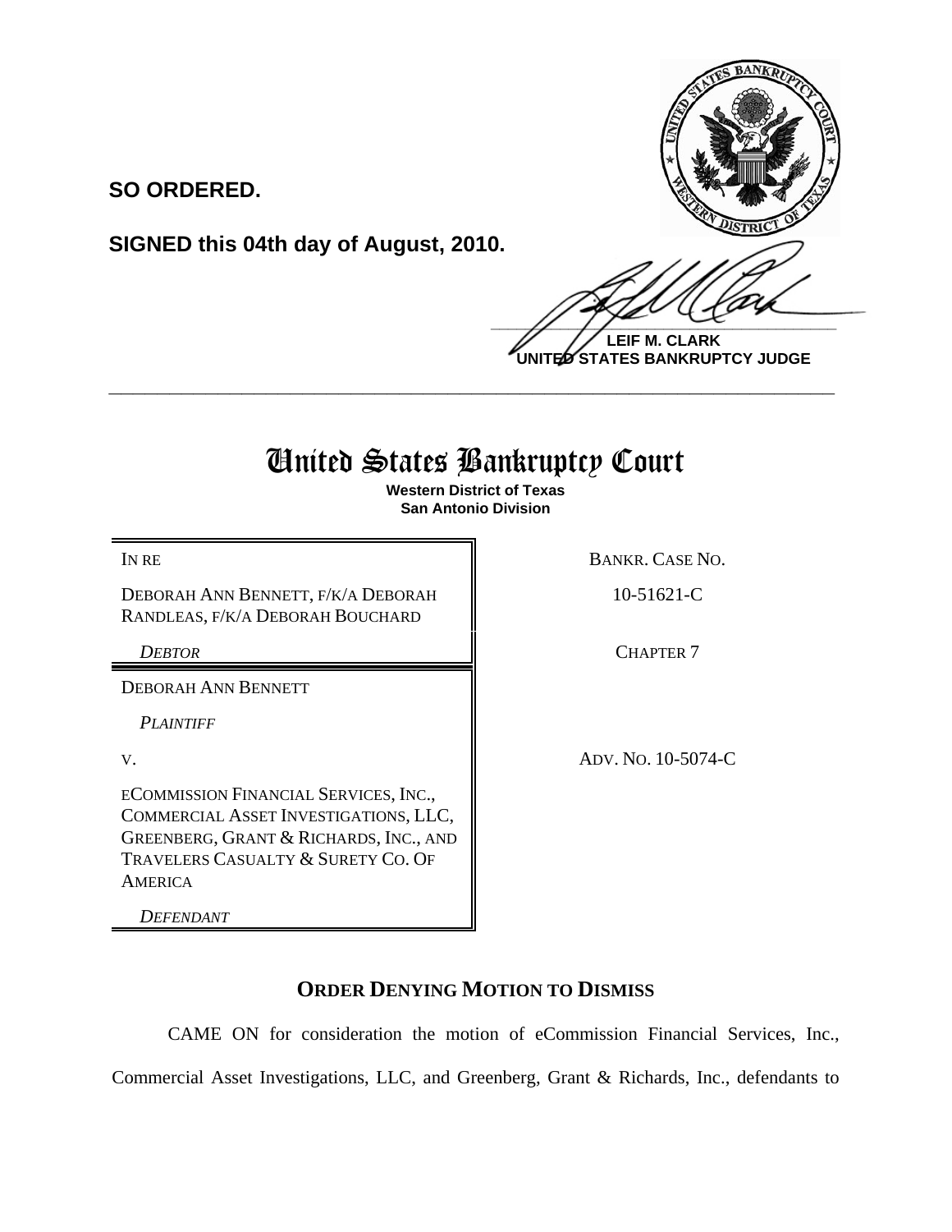**SO ORDERED.**

**SIGNED this 04th day of August, 2010.**

**LEIF M. CLARK**
**UNITED STATES BANKRUPTCY JUDGE**

---

# United States Bankruptcy Court

**Western District of Texas**
**San Antonio Division**

| | |
|---|---|
| IN RE<br><br>DEBORAH ANN BENNETT, F/K/A DEBORAH RANDLEAS, F/K/A DEBORAH BOUCHARD<br><br>*DEBTOR* | BANKR. CASE NO.<br><br>10-51621-C<br><br>CHAPTER 7 |
| DEBORAH ANN BENNETT<br><br>*PLAINTIFF*<br><br>V.<br><br>ECOMMISSION FINANCIAL SERVICES, INC., COMMERCIAL ASSET INVESTIGATIONS, LLC, GREENBERG, GRANT & RICHARDS, INC., AND TRAVELERS CASUALTY & SURETY CO. OF AMERICA<br><br>*DEFENDANT* | ADV. NO. 10-5074-C |

## ORDER DENYING MOTION TO DISMISS

CAME ON for consideration the motion of eCommission Financial Services, Inc., Commercial Asset Investigations, LLC, and Greenberg, Grant & Richards, Inc., defendants to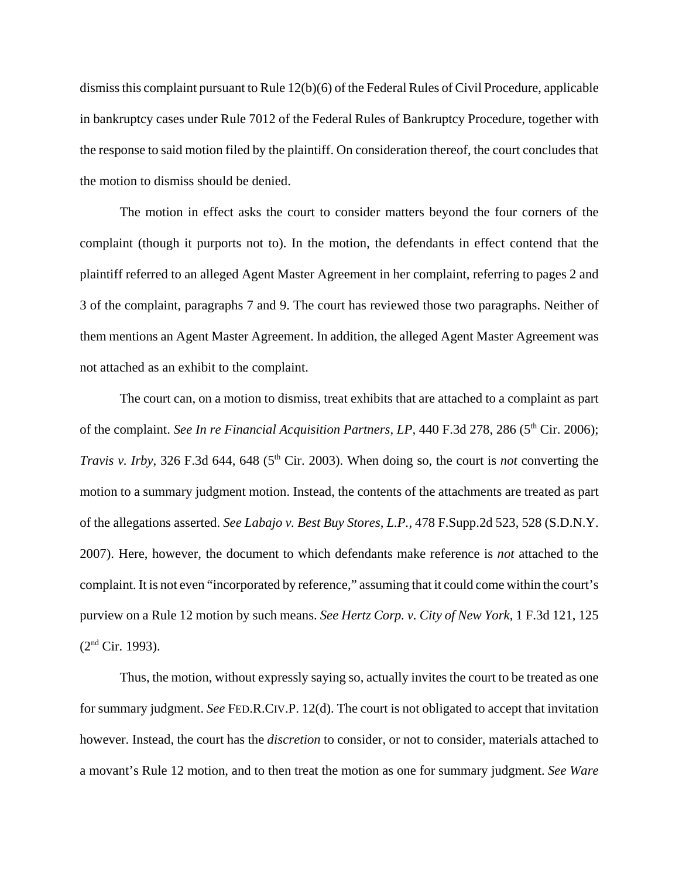dismiss this complaint pursuant to Rule 12(b)(6) of the Federal Rules of Civil Procedure, applicable in bankruptcy cases under Rule 7012 of the Federal Rules of Bankruptcy Procedure, together with the response to said motion filed by the plaintiff. On consideration thereof, the court concludes that the motion to dismiss should be denied.

The motion in effect asks the court to consider matters beyond the four corners of the complaint (though it purports not to). In the motion, the defendants in effect contend that the plaintiff referred to an alleged Agent Master Agreement in her complaint, referring to pages 2 and 3 of the complaint, paragraphs 7 and 9. The court has reviewed those two paragraphs. Neither of them mentions an Agent Master Agreement. In addition, the alleged Agent Master Agreement was not attached as an exhibit to the complaint.

The court can, on a motion to dismiss, treat exhibits that are attached to a complaint as part of the complaint. *See In re Financial Acquisition Partners, LP*, 440 F.3d 278, 286 (5th Cir. 2006); *Travis v. Irby*, 326 F.3d 644, 648 (5th Cir. 2003). When doing so, the court is *not* converting the motion to a summary judgment motion. Instead, the contents of the attachments are treated as part of the allegations asserted. *See Labajo v. Best Buy Stores, L.P.*, 478 F.Supp.2d 523, 528 (S.D.N.Y. 2007). Here, however, the document to which defendants make reference is *not* attached to the complaint. It is not even "incorporated by reference," assuming that it could come within the court's purview on a Rule 12 motion by such means. *See Hertz Corp. v. City of New York*, 1 F.3d 121, 125 (2nd Cir. 1993).

Thus, the motion, without expressly saying so, actually invites the court to be treated as one for summary judgment. *See* FED.R.CIV.P. 12(d). The court is not obligated to accept that invitation however. Instead, the court has the *discretion* to consider, or not to consider, materials attached to a movant's Rule 12 motion, and to then treat the motion as one for summary judgment. *See Ware*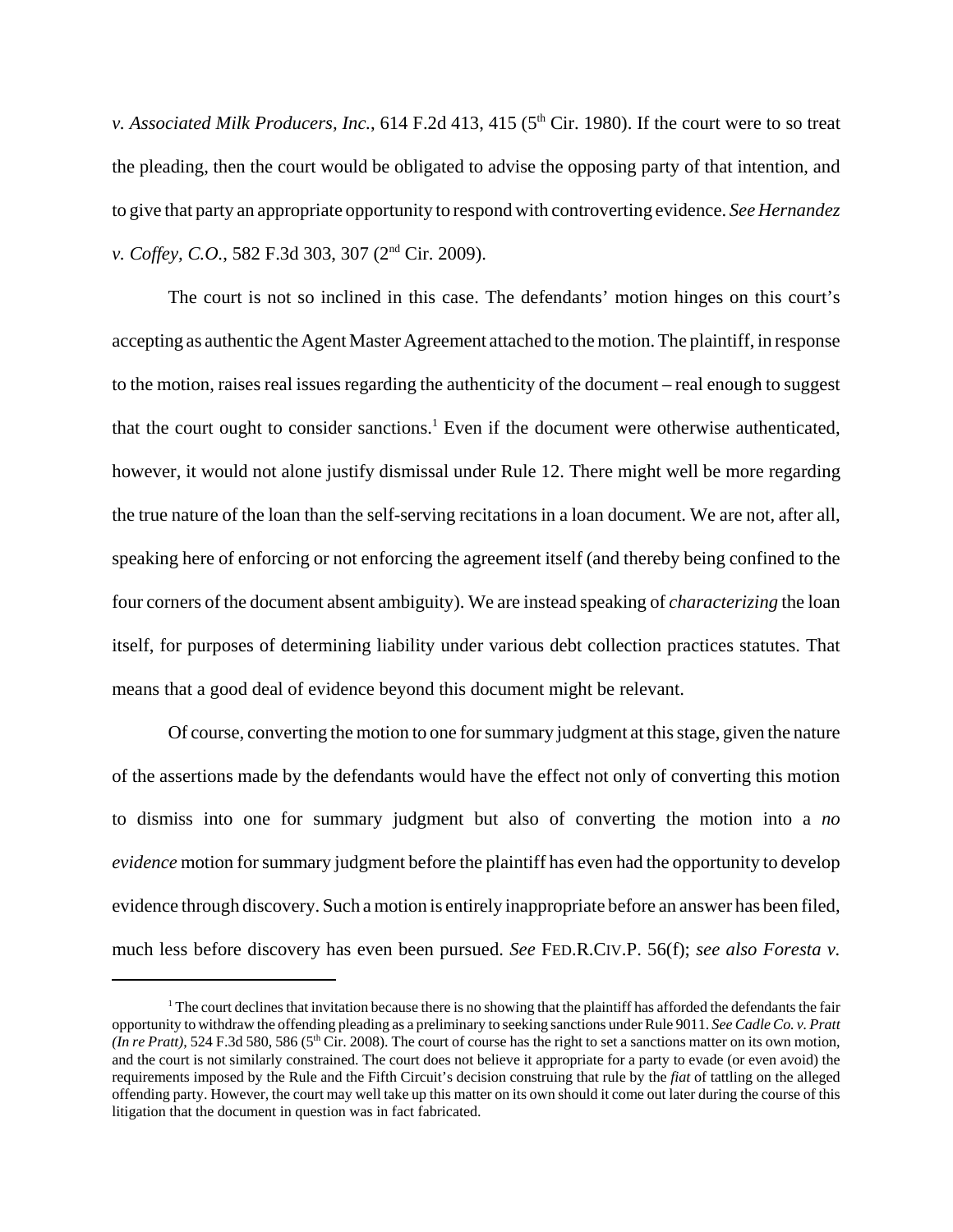*v. Associated Milk Producers, Inc.*, 614 F.2d 413, 415 (5th Cir. 1980). If the court were to so treat the pleading, then the court would be obligated to advise the opposing party of that intention, and to give that party an appropriate opportunity to respond with controverting evidence. *See Hernandez v. Coffey, C.O.*, 582 F.3d 303, 307 (2nd Cir. 2009).

The court is not so inclined in this case. The defendants' motion hinges on this court's accepting as authentic the Agent Master Agreement attached to the motion. The plaintiff, in response to the motion, raises real issues regarding the authenticity of the document – real enough to suggest that the court ought to consider sanctions.[1] Even if the document were otherwise authenticated, however, it would not alone justify dismissal under Rule 12. There might well be more regarding the true nature of the loan than the self-serving recitations in a loan document. We are not, after all, speaking here of enforcing or not enforcing the agreement itself (and thereby being confined to the four corners of the document absent ambiguity). We are instead speaking of *characterizing* the loan itself, for purposes of determining liability under various debt collection practices statutes. That means that a good deal of evidence beyond this document might be relevant.

Of course, converting the motion to one for summary judgment at this stage, given the nature of the assertions made by the defendants would have the effect not only of converting this motion to dismiss into one for summary judgment but also of converting the motion into a *no evidence* motion for summary judgment before the plaintiff has even had the opportunity to develop evidence through discovery. Such a motion is entirely inappropriate before an answer has been filed, much less before discovery has even been pursued. *See* FED.R.CIV.P. 56(f); *see also Foresta v.*

---

[1] The court declines that invitation because there is no showing that the plaintiff has afforded the defendants the fair opportunity to withdraw the offending pleading as a preliminary to seeking sanctions under Rule 9011. *See Cadle Co. v. Pratt (In re Pratt)*, 524 F.3d 580, 586 (5th Cir. 2008). The court of course has the right to set a sanctions matter on its own motion, and the court is not similarly constrained. The court does not believe it appropriate for a party to evade (or even avoid) the requirements imposed by the Rule and the Fifth Circuit's decision construing that rule by the *fiat* of tattling on the alleged offending party. However, the court may well take up this matter on its own should it come out later during the course of this litigation that the document in question was in fact fabricated.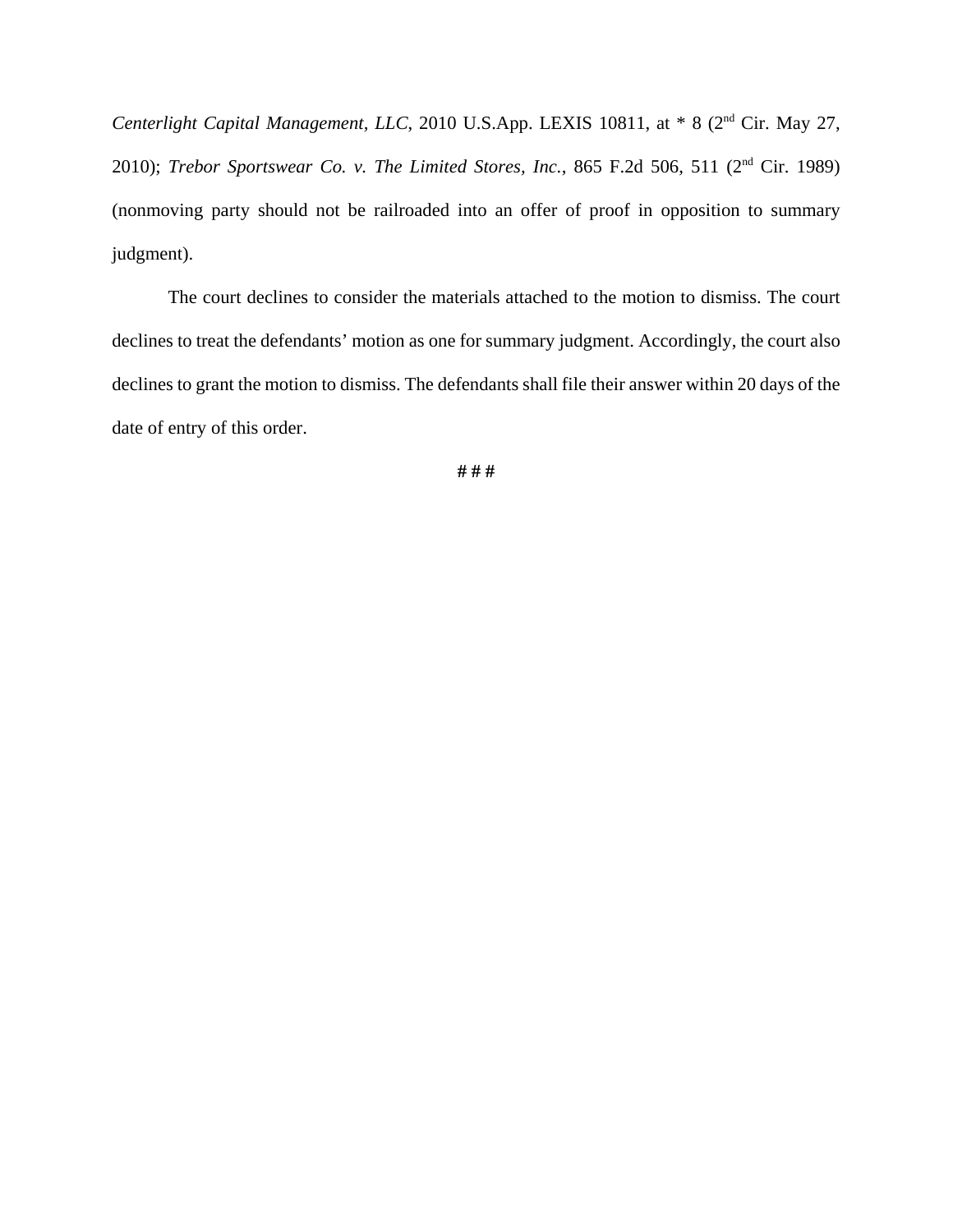*Centerlight Capital Management, LLC*, 2010 U.S.App. LEXIS 10811, at * 8 (2nd Cir. May 27, 2010); *Trebor Sportswear Co. v. The Limited Stores, Inc.*, 865 F.2d 506, 511 (2nd Cir. 1989) (nonmoving party should not be railroaded into an offer of proof in opposition to summary judgment).

The court declines to consider the materials attached to the motion to dismiss. The court declines to treat the defendants' motion as one for summary judgment. Accordingly, the court also declines to grant the motion to dismiss. The defendants shall file their answer within 20 days of the date of entry of this order.

# # #